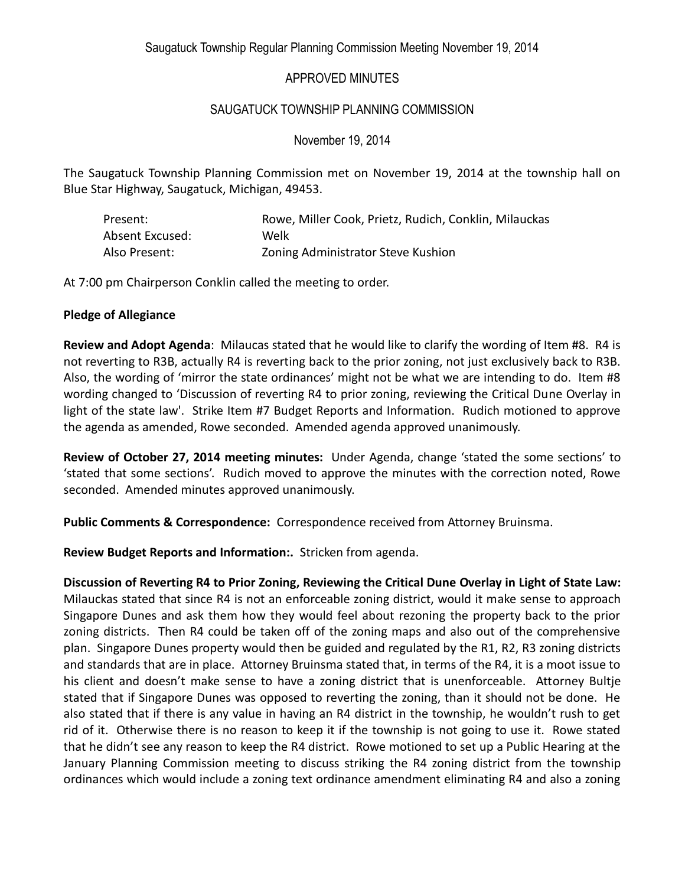Saugatuck Township Regular Planning Commission Meeting November 19, 2014

APPROVED MINUTES

SAUGATUCK TOWNSHIP PLANNING COMMISSION

November 19, 2014

The Saugatuck Township Planning Commission met on November 19, 2014 at the township hall on Blue Star Highway, Saugatuck, Michigan, 49453.

| | |
|---|---|
| Present: | Rowe, Miller Cook, Prietz, Rudich, Conklin, Milauckas |
| Absent Excused: | Welk |
| Also Present: | Zoning Administrator Steve Kushion |

At 7:00 pm Chairperson Conklin called the meeting to order.

**Pledge of Allegiance**

**Review and Adopt Agenda**: Milaucas stated that he would like to clarify the wording of Item #8. R4 is not reverting to R3B, actually R4 is reverting back to the prior zoning, not just exclusively back to R3B. Also, the wording of 'mirror the state ordinances' might not be what we are intending to do. Item #8 wording changed to 'Discussion of reverting R4 to prior zoning, reviewing the Critical Dune Overlay in light of the state law'. Strike Item #7 Budget Reports and Information. Rudich motioned to approve the agenda as amended, Rowe seconded. Amended agenda approved unanimously.

**Review of October 27, 2014 meeting minutes:** Under Agenda, change 'stated the some sections' to 'stated that some sections'. Rudich moved to approve the minutes with the correction noted, Rowe seconded. Amended minutes approved unanimously.

**Public Comments & Correspondence:** Correspondence received from Attorney Bruinsma.

**Review Budget Reports and Information:.** Stricken from agenda.

**Discussion of Reverting R4 to Prior Zoning, Reviewing the Critical Dune Overlay in Light of State Law:** Milauckas stated that since R4 is not an enforceable zoning district, would it make sense to approach Singapore Dunes and ask them how they would feel about rezoning the property back to the prior zoning districts. Then R4 could be taken off of the zoning maps and also out of the comprehensive plan. Singapore Dunes property would then be guided and regulated by the R1, R2, R3 zoning districts and standards that are in place. Attorney Bruinsma stated that, in terms of the R4, it is a moot issue to his client and doesn't make sense to have a zoning district that is unenforceable. Attorney Bultje stated that if Singapore Dunes was opposed to reverting the zoning, than it should not be done. He also stated that if there is any value in having an R4 district in the township, he wouldn't rush to get rid of it. Otherwise there is no reason to keep it if the township is not going to use it. Rowe stated that he didn't see any reason to keep the R4 district. Rowe motioned to set up a Public Hearing at the January Planning Commission meeting to discuss striking the R4 zoning district from the township ordinances which would include a zoning text ordinance amendment eliminating R4 and also a zoning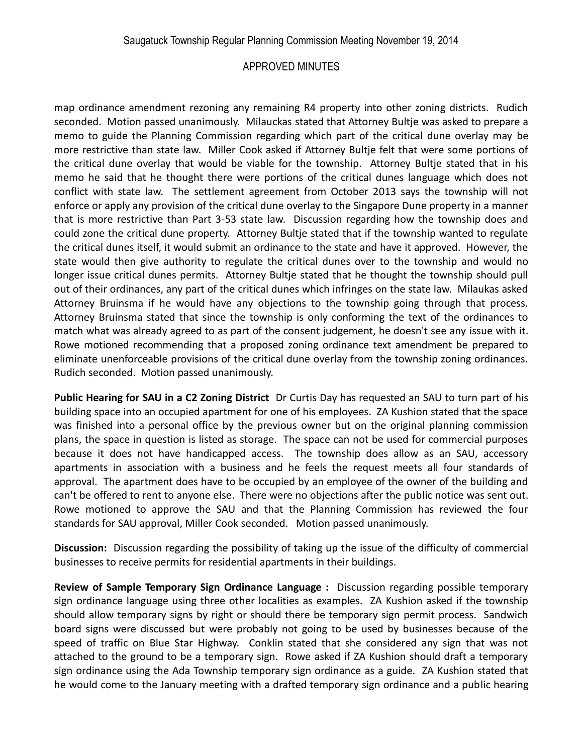map ordinance amendment rezoning any remaining R4 property into other zoning districts. Rudich seconded. Motion passed unanimously. Milauckas stated that Attorney Bultje was asked to prepare a memo to guide the Planning Commission regarding which part of the critical dune overlay may be more restrictive than state law. Miller Cook asked if Attorney Bultje felt that were some portions of the critical dune overlay that would be viable for the township. Attorney Bultje stated that in his memo he said that he thought there were portions of the critical dunes language which does not conflict with state law. The settlement agreement from October 2013 says the township will not enforce or apply any provision of the critical dune overlay to the Singapore Dune property in a manner that is more restrictive than Part 3-53 state law. Discussion regarding how the township does and could zone the critical dune property. Attorney Bultje stated that if the township wanted to regulate the critical dunes itself, it would submit an ordinance to the state and have it approved. However, the state would then give authority to regulate the critical dunes over to the township and would no longer issue critical dunes permits. Attorney Bultje stated that he thought the township should pull out of their ordinances, any part of the critical dunes which infringes on the state law. Milaukas asked Attorney Bruinsma if he would have any objections to the township going through that process. Attorney Bruinsma stated that since the township is only conforming the text of the ordinances to match what was already agreed to as part of the consent judgement, he doesn't see any issue with it. Rowe motioned recommending that a proposed zoning ordinance text amendment be prepared to eliminate unenforceable provisions of the critical dune overlay from the township zoning ordinances. Rudich seconded. Motion passed unanimously.

**Public Hearing for SAU in a C2 Zoning District** Dr Curtis Day has requested an SAU to turn part of his building space into an occupied apartment for one of his employees. ZA Kushion stated that the space was finished into a personal office by the previous owner but on the original planning commission plans, the space in question is listed as storage. The space can not be used for commercial purposes because it does not have handicapped access. The township does allow as an SAU, accessory apartments in association with a business and he feels the request meets all four standards of approval. The apartment does have to be occupied by an employee of the owner of the building and can't be offered to rent to anyone else. There were no objections after the public notice was sent out. Rowe motioned to approve the SAU and that the Planning Commission has reviewed the four standards for SAU approval, Miller Cook seconded. Motion passed unanimously.

**Discussion:** Discussion regarding the possibility of taking up the issue of the difficulty of commercial businesses to receive permits for residential apartments in their buildings.

**Review of Sample Temporary Sign Ordinance Language :** Discussion regarding possible temporary sign ordinance language using three other localities as examples. ZA Kushion asked if the township should allow temporary signs by right or should there be temporary sign permit process. Sandwich board signs were discussed but were probably not going to be used by businesses because of the speed of traffic on Blue Star Highway. Conklin stated that she considered any sign that was not attached to the ground to be a temporary sign. Rowe asked if ZA Kushion should draft a temporary sign ordinance using the Ada Township temporary sign ordinance as a guide. ZA Kushion stated that he would come to the January meeting with a drafted temporary sign ordinance and a public hearing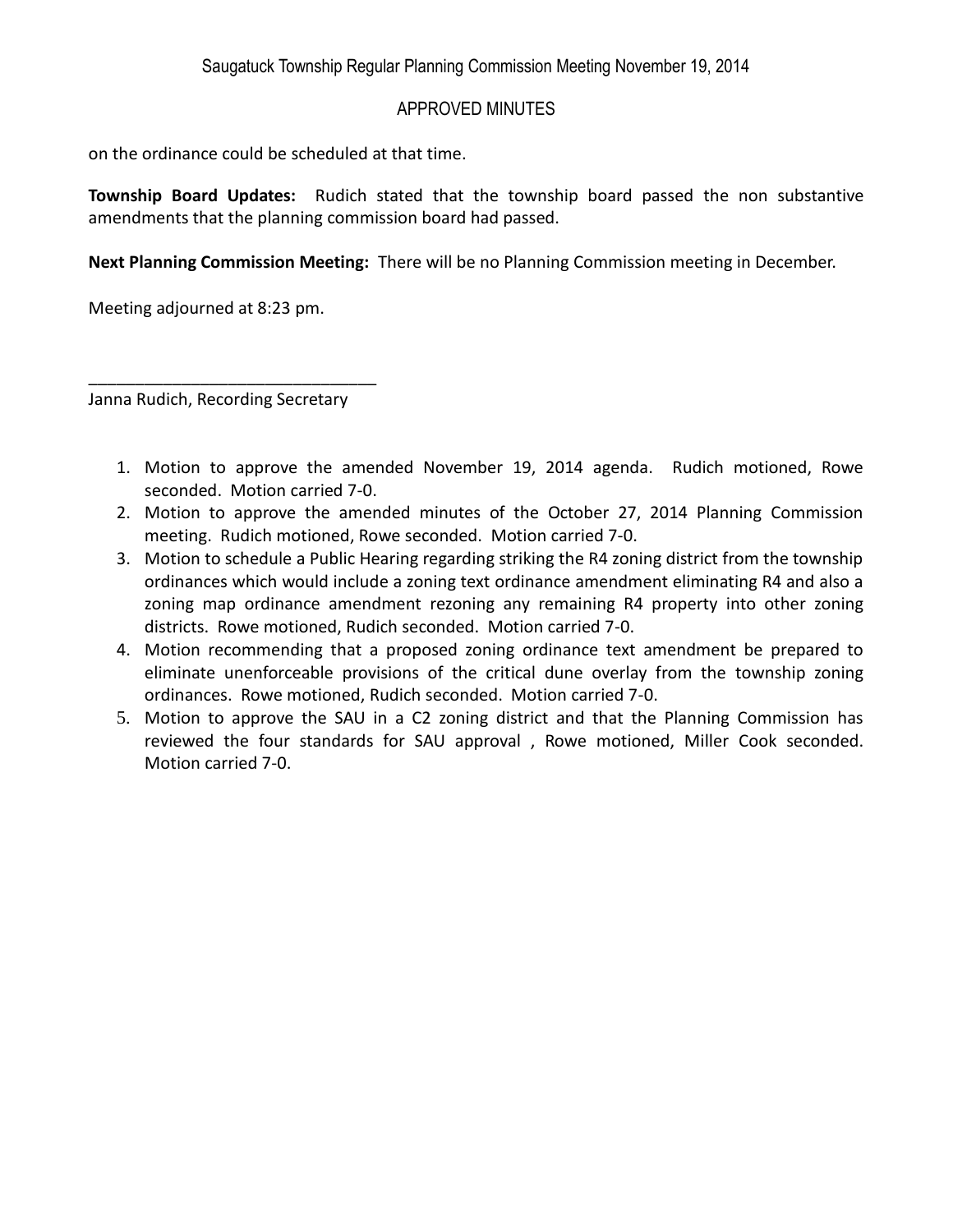on the ordinance could be scheduled at that time.

**Township Board Updates:** Rudich stated that the township board passed the non substantive amendments that the planning commission board had passed.

**Next Planning Commission Meeting:** There will be no Planning Commission meeting in December.

Meeting adjourned at 8:23 pm.

______________________________
Janna Rudich, Recording Secretary

1. Motion to approve the amended November 19, 2014 agenda. Rudich motioned, Rowe seconded. Motion carried 7-0.
2. Motion to approve the amended minutes of the October 27, 2014 Planning Commission meeting. Rudich motioned, Rowe seconded. Motion carried 7-0.
3. Motion to schedule a Public Hearing regarding striking the R4 zoning district from the township ordinances which would include a zoning text ordinance amendment eliminating R4 and also a zoning map ordinance amendment rezoning any remaining R4 property into other zoning districts. Rowe motioned, Rudich seconded. Motion carried 7-0.
4. Motion recommending that a proposed zoning ordinance text amendment be prepared to eliminate unenforceable provisions of the critical dune overlay from the township zoning ordinances. Rowe motioned, Rudich seconded. Motion carried 7-0.
5. Motion to approve the SAU in a C2 zoning district and that the Planning Commission has reviewed the four standards for SAU approval , Rowe motioned, Miller Cook seconded. Motion carried 7-0.